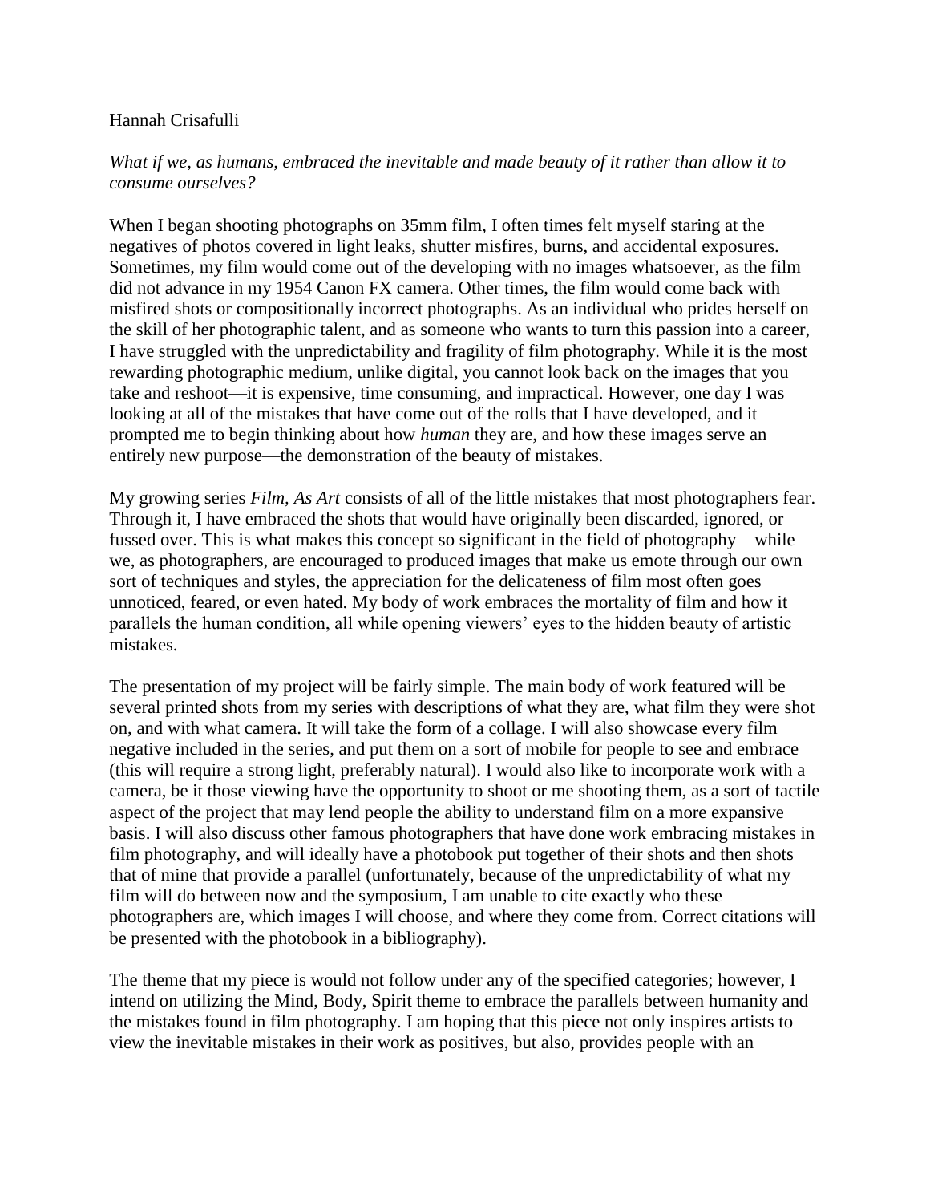Hannah Crisafulli

*What if we, as humans, embraced the inevitable and made beauty of it rather than allow it to consume ourselves?*

When I began shooting photographs on 35mm film, I often times felt myself staring at the negatives of photos covered in light leaks, shutter misfires, burns, and accidental exposures. Sometimes, my film would come out of the developing with no images whatsoever, as the film did not advance in my 1954 Canon FX camera. Other times, the film would come back with misfired shots or compositionally incorrect photographs. As an individual who prides herself on the skill of her photographic talent, and as someone who wants to turn this passion into a career, I have struggled with the unpredictability and fragility of film photography. While it is the most rewarding photographic medium, unlike digital, you cannot look back on the images that you take and reshoot—it is expensive, time consuming, and impractical. However, one day I was looking at all of the mistakes that have come out of the rolls that I have developed, and it prompted me to begin thinking about how *human* they are, and how these images serve an entirely new purpose—the demonstration of the beauty of mistakes.

My growing series *Film, As Art* consists of all of the little mistakes that most photographers fear. Through it, I have embraced the shots that would have originally been discarded, ignored, or fussed over. This is what makes this concept so significant in the field of photography—while we, as photographers, are encouraged to produced images that make us emote through our own sort of techniques and styles, the appreciation for the delicateness of film most often goes unnoticed, feared, or even hated. My body of work embraces the mortality of film and how it parallels the human condition, all while opening viewers' eyes to the hidden beauty of artistic mistakes.

The presentation of my project will be fairly simple. The main body of work featured will be several printed shots from my series with descriptions of what they are, what film they were shot on, and with what camera. It will take the form of a collage. I will also showcase every film negative included in the series, and put them on a sort of mobile for people to see and embrace (this will require a strong light, preferably natural). I would also like to incorporate work with a camera, be it those viewing have the opportunity to shoot or me shooting them, as a sort of tactile aspect of the project that may lend people the ability to understand film on a more expansive basis. I will also discuss other famous photographers that have done work embracing mistakes in film photography, and will ideally have a photobook put together of their shots and then shots that of mine that provide a parallel (unfortunately, because of the unpredictability of what my film will do between now and the symposium, I am unable to cite exactly who these photographers are, which images I will choose, and where they come from. Correct citations will be presented with the photobook in a bibliography).

The theme that my piece is would not follow under any of the specified categories; however, I intend on utilizing the Mind, Body, Spirit theme to embrace the parallels between humanity and the mistakes found in film photography. I am hoping that this piece not only inspires artists to view the inevitable mistakes in their work as positives, but also, provides people with an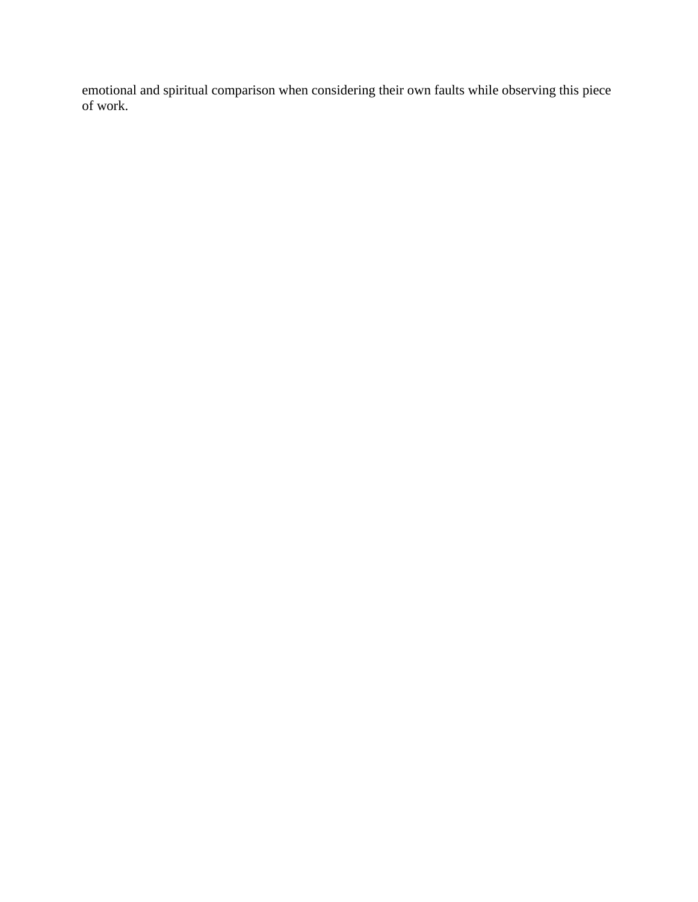emotional and spiritual comparison when considering their own faults while observing this piece of work.